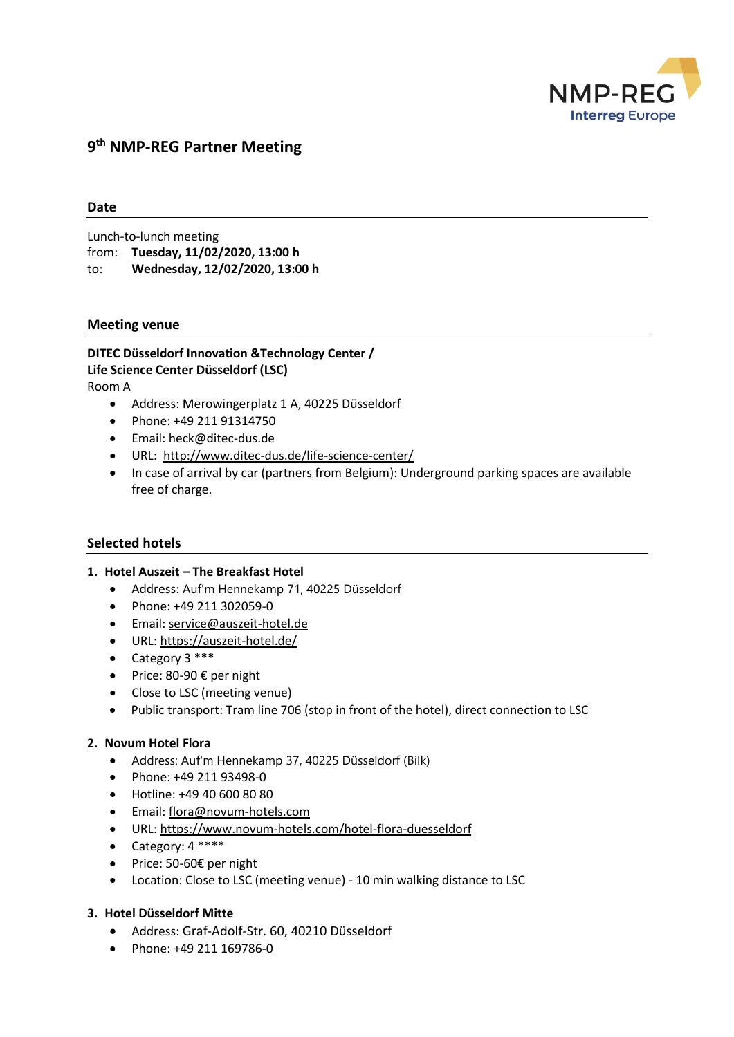# 9th NMP-REG Partner Meeting

## Date

Lunch-to-lunch meeting
from: **Tuesday, 11/02/2020, 13:00 h**
to: **Wednesday, 12/02/2020, 13:00 h**

## Meeting venue

**DITEC Düsseldorf Innovation &Technology Center /**
**Life Science Center Düsseldorf (LSC)**
Room A

- Address: Merowingerplatz 1 A, 40225 Düsseldorf
- Phone: +49 211 91314750
- Email: heck@ditec-dus.de
- URL: http://www.ditec-dus.de/life-science-center/
- In case of arrival by car (partners from Belgium): Underground parking spaces are available free of charge.

## Selected hotels

1. **Hotel Auszeit – The Breakfast Hotel**
   - Address: Auf'm Hennekamp 71, 40225 Düsseldorf
   - Phone: +49 211 302059-0
   - Email: service@auszeit-hotel.de
   - URL: https://auszeit-hotel.de/
   - Category 3 ***
   - Price: 80-90 € per night
   - Close to LSC (meeting venue)
   - Public transport: Tram line 706 (stop in front of the hotel), direct connection to LSC

2. **Novum Hotel Flora**
   - Address: Auf'm Hennekamp 37, 40225 Düsseldorf (Bilk)
   - Phone: +49 211 93498-0
   - Hotline: +49 40 600 80 80
   - Email: flora@novum-hotels.com
   - URL: https://www.novum-hotels.com/hotel-flora-duesseldorf
   - Category: 4 ****
   - Price: 50-60€ per night
   - Location: Close to LSC (meeting venue) - 10 min walking distance to LSC

3. **Hotel Düsseldorf Mitte**
   - Address: Graf-Adolf-Str. 60, 40210 Düsseldorf
   - Phone: +49 211 169786-0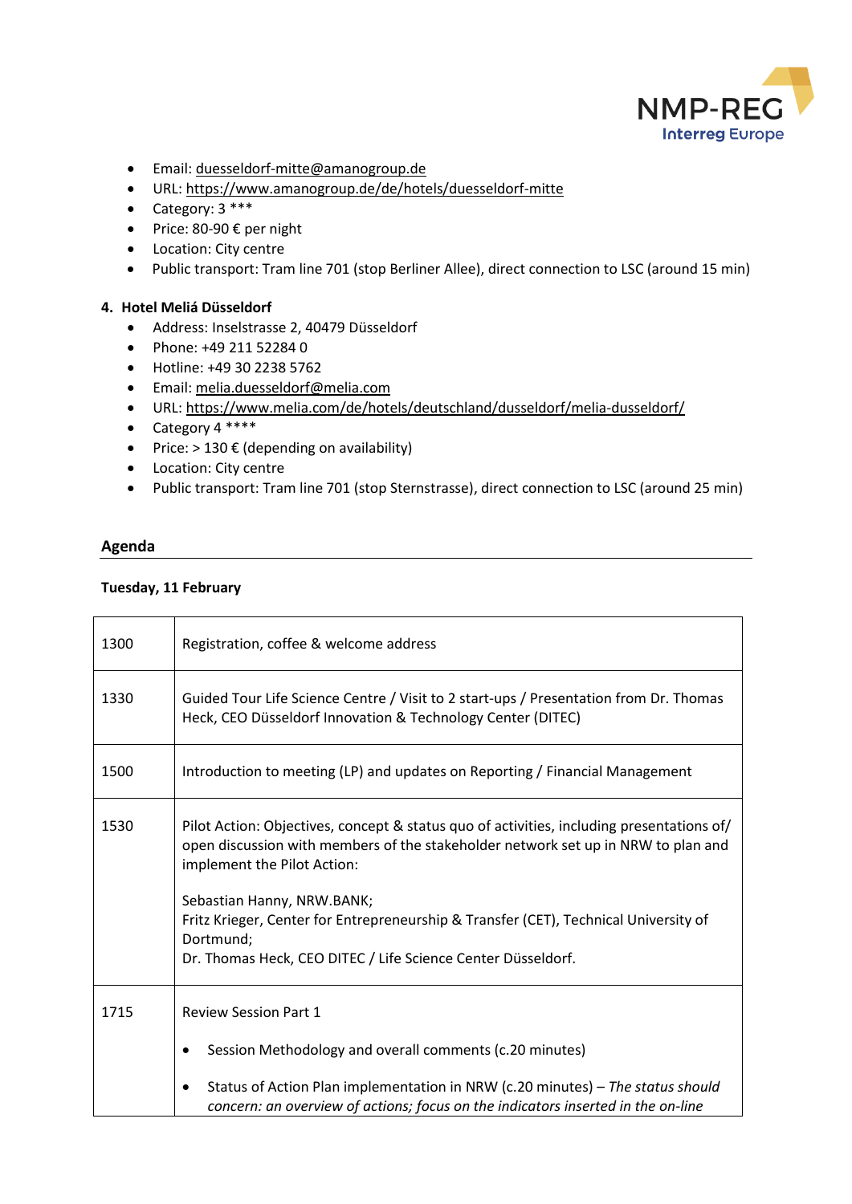- Email: duesseldorf-mitte@amanogroup.de
- URL: https://www.amanogroup.de/de/hotels/duesseldorf-mitte
- Category: 3 ***
- Price: 80-90 € per night
- Location: City centre
- Public transport: Tram line 701 (stop Berliner Allee), direct connection to LSC (around 15 min)

**4. Hotel Meliá Düsseldorf**

- Address: Inselstrasse 2, 40479 Düsseldorf
- Phone: +49 211 52284 0
- Hotline: +49 30 2238 5762
- Email: melia.duesseldorf@melia.com
- URL: https://www.melia.com/de/hotels/deutschland/dusseldorf/melia-dusseldorf/
- Category 4 ****
- Price: > 130 € (depending on availability)
- Location: City centre
- Public transport: Tram line 701 (stop Sternstrasse), direct connection to LSC (around 25 min)

## Agenda

**Tuesday, 11 February**

| | |
|---|---|
| 1300 | Registration, coffee & welcome address |
| 1330 | Guided Tour Life Science Centre / Visit to 2 start-ups / Presentation from Dr. Thomas Heck, CEO Düsseldorf Innovation & Technology Center (DITEC) |
| 1500 | Introduction to meeting (LP) and updates on Reporting / Financial Management |
| 1530 | Pilot Action: Objectives, concept & status quo of activities, including presentations of/ open discussion with members of the stakeholder network set up in NRW to plan and implement the Pilot Action:<br><br>Sebastian Hanny, NRW.BANK;<br>Fritz Krieger, Center for Entrepreneurship & Transfer (CET), Technical University of Dortmund;<br>Dr. Thomas Heck, CEO DITEC / Life Science Center Düsseldorf. |
| 1715 | Review Session Part 1<br><br>• Session Methodology and overall comments (c.20 minutes)<br><br>• Status of Action Plan implementation in NRW (c.20 minutes) – *The status should concern: an overview of actions; focus on the indicators inserted in the on-line* |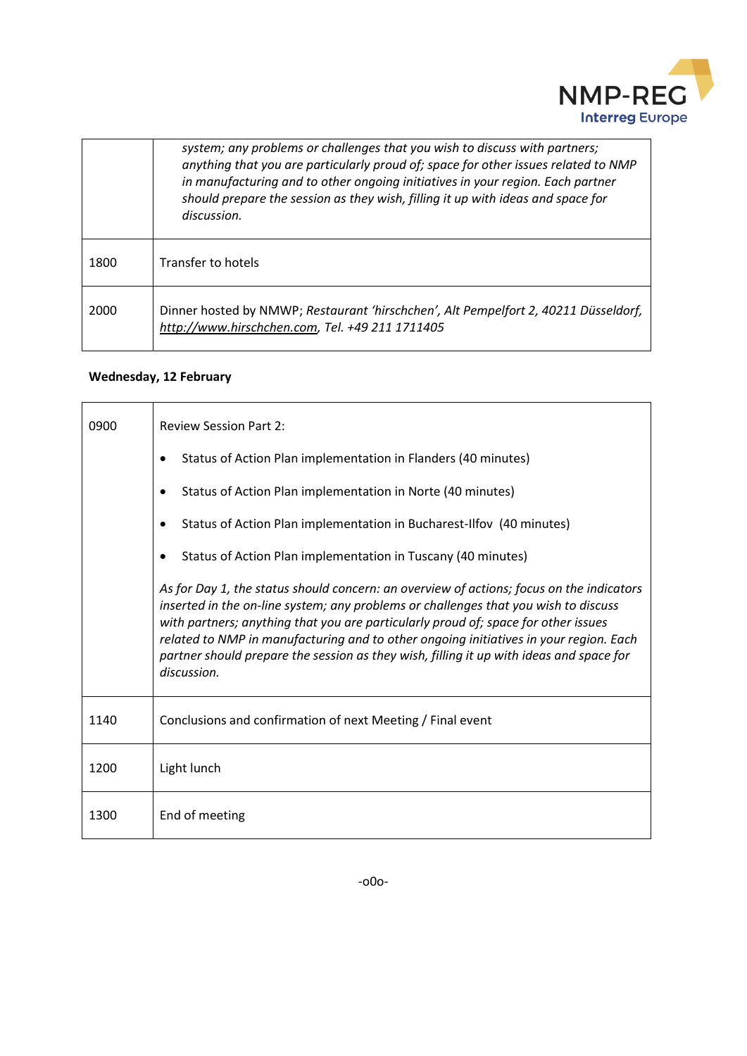| | |
|---|---|
| | *system; any problems or challenges that you wish to discuss with partners; anything that you are particularly proud of; space for other issues related to NMP in manufacturing and to other ongoing initiatives in your region. Each partner should prepare the session as they wish, filling it up with ideas and space for discussion.* |
| 1800 | Transfer to hotels |
| 2000 | Dinner hosted by NMWP; *Restaurant 'hirschchen', Alt Pempelfort 2, 40211 Düsseldorf, http://www.hirschchen.com, Tel. +49 211 1711405* |

**Wednesday, 12 February**

| | |
|---|---|
| 0900 | Review Session Part 2:<br>• Status of Action Plan implementation in Flanders (40 minutes)<br>• Status of Action Plan implementation in Norte (40 minutes)<br>• Status of Action Plan implementation in Bucharest-Ilfov (40 minutes)<br>• Status of Action Plan implementation in Tuscany (40 minutes)<br>*As for Day 1, the status should concern: an overview of actions; focus on the indicators inserted in the on-line system; any problems or challenges that you wish to discuss with partners; anything that you are particularly proud of; space for other issues related to NMP in manufacturing and to other ongoing initiatives in your region. Each partner should prepare the session as they wish, filling it up with ideas and space for discussion.* |
| 1140 | Conclusions and confirmation of next Meeting / Final event |
| 1200 | Light lunch |
| 1300 | End of meeting |

-o0o-